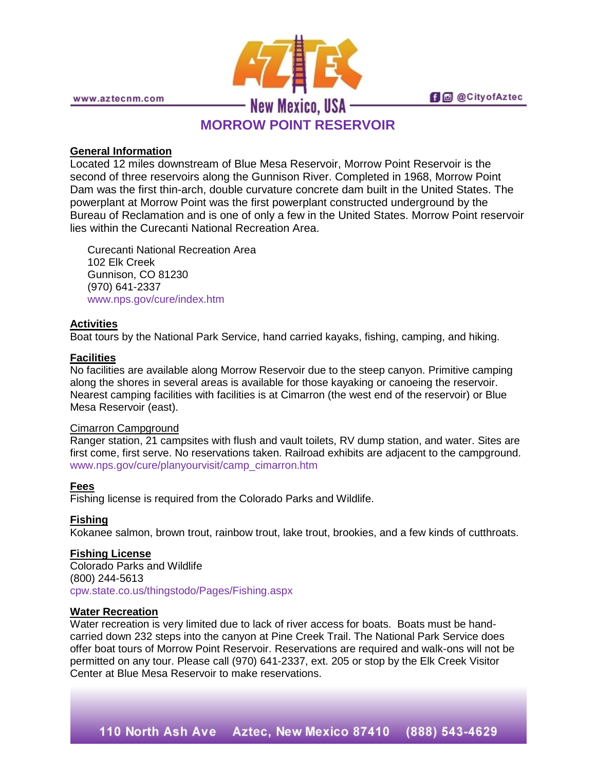# MORROW POINT RESERVOIR

## General Information

Located 12 miles downstream of Blue Mesa Reservoir, Morrow Point Reservoir is the second of three reservoirs along the Gunnison River. Completed in 1968, Morrow Point Dam was the first thin-arch, double curvature concrete dam built in the United States. The powerplant at Morrow Point was the first powerplant constructed underground by the Bureau of Reclamation and is one of only a few in the United States. Morrow Point reservoir lies within the Curecanti National Recreation Area.

Curecanti National Recreation Area
102 Elk Creek
Gunnison, CO 81230
(970) 641-2337
www.nps.gov/cure/index.htm

## Activities

Boat tours by the National Park Service, hand carried kayaks, fishing, camping, and hiking.

## Facilities

No facilities are available along Morrow Reservoir due to the steep canyon. Primitive camping along the shores in several areas is available for those kayaking or canoeing the reservoir. Nearest camping facilities with facilities is at Cimarron (the west end of the reservoir) or Blue Mesa Reservoir (east).

### Cimarron Campground

Ranger station, 21 campsites with flush and vault toilets, RV dump station, and water. Sites are first come, first serve. No reservations taken. Railroad exhibits are adjacent to the campground.
www.nps.gov/cure/planyourvisit/camp_cimarron.htm

## Fees

Fishing license is required from the Colorado Parks and Wildlife.

## Fishing

Kokanee salmon, brown trout, rainbow trout, lake trout, brookies, and a few kinds of cutthroats.

## Fishing License

Colorado Parks and Wildlife
(800) 244-5613
cpw.state.co.us/thingstodo/Pages/Fishing.aspx

## Water Recreation

Water recreation is very limited due to lack of river access for boats. Boats must be hand-carried down 232 steps into the canyon at Pine Creek Trail. The National Park Service does offer boat tours of Morrow Point Reservoir. Reservations are required and walk-ons will not be permitted on any tour. Please call (970) 641-2337, ext. 205 or stop by the Elk Creek Visitor Center at Blue Mesa Reservoir to make reservations.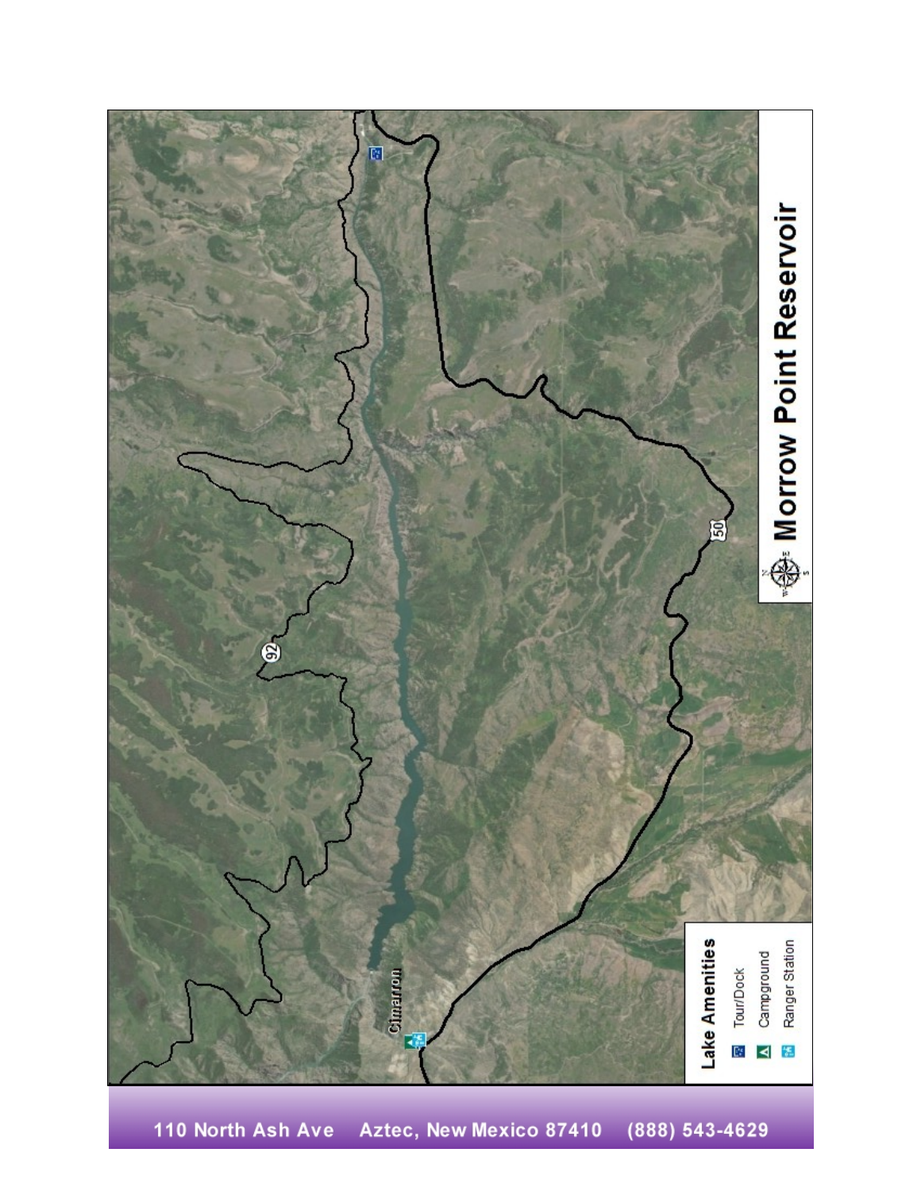# Morrow Point Reservoir

92

50

Cimarron

**Lake Amenities**

- Tour/Dock
- Campground
- Ranger Station

110 North Ash Ave Aztec, New Mexico 87410 (888) 543-4629